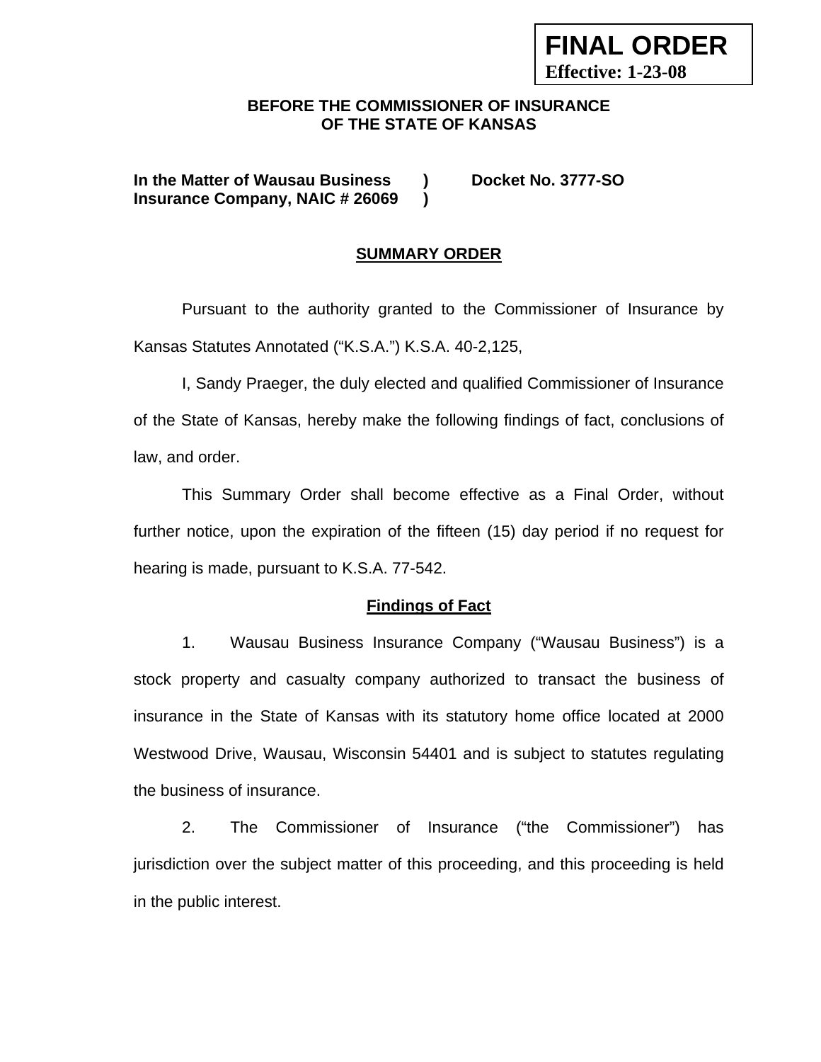**FINAL ORDER**
**Effective: 1-23-08**

**BEFORE THE COMMISSIONER OF INSURANCE**
**OF THE STATE OF KANSAS**

| | | |
|---|---|---|
| **In the Matter of Wausau Business Insurance Company, NAIC # 26069** | **)** **)** | **Docket No. 3777-SO** |

## SUMMARY ORDER

Pursuant to the authority granted to the Commissioner of Insurance by Kansas Statutes Annotated ("K.S.A.") K.S.A. 40-2,125,

I, Sandy Praeger, the duly elected and qualified Commissioner of Insurance of the State of Kansas, hereby make the following findings of fact, conclusions of law, and order.

This Summary Order shall become effective as a Final Order, without further notice, upon the expiration of the fifteen (15) day period if no request for hearing is made, pursuant to K.S.A. 77-542.

### Findings of Fact

1. Wausau Business Insurance Company ("Wausau Business") is a stock property and casualty company authorized to transact the business of insurance in the State of Kansas with its statutory home office located at 2000 Westwood Drive, Wausau, Wisconsin 54401 and is subject to statutes regulating the business of insurance.

2. The Commissioner of Insurance ("the Commissioner") has jurisdiction over the subject matter of this proceeding, and this proceeding is held in the public interest.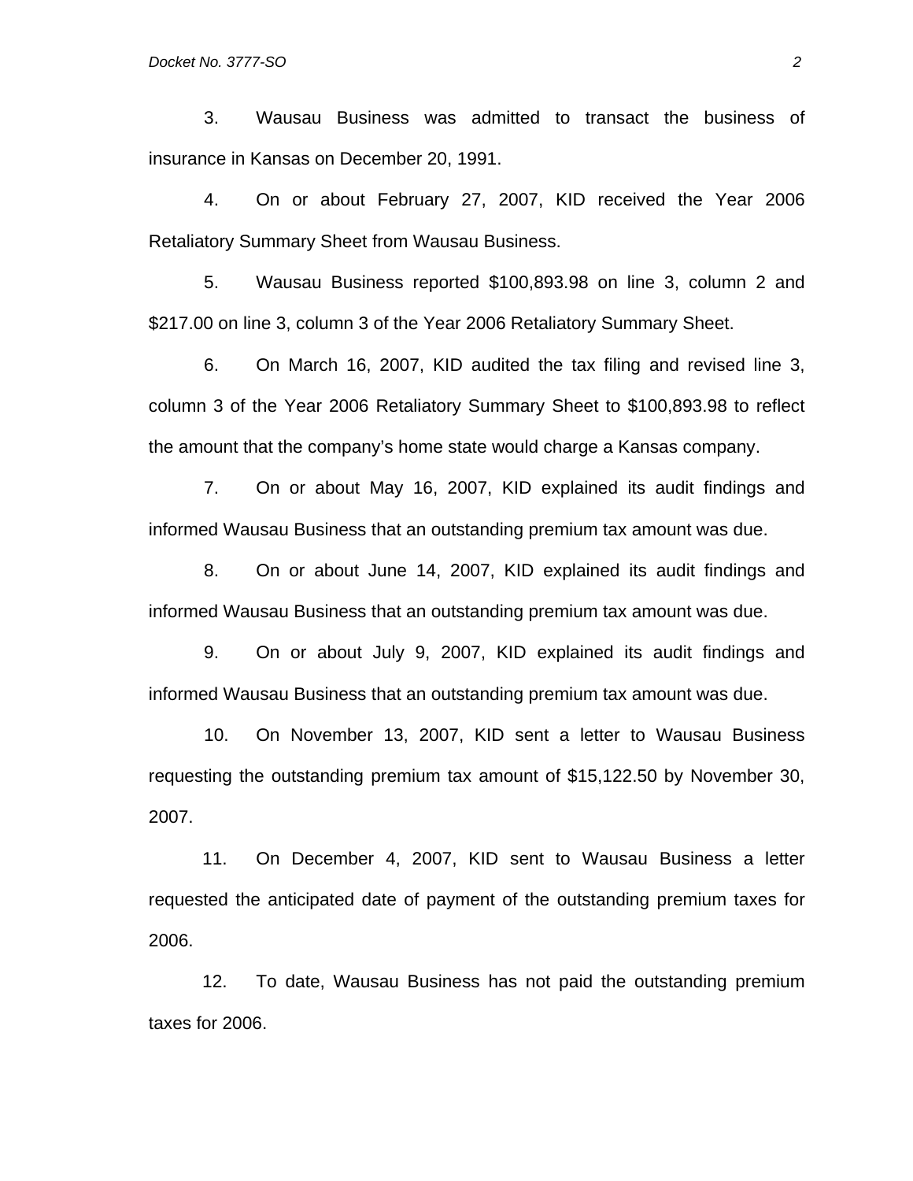3. Wausau Business was admitted to transact the business of insurance in Kansas on December 20, 1991.

4. On or about February 27, 2007, KID received the Year 2006 Retaliatory Summary Sheet from Wausau Business.

5. Wausau Business reported $100,893.98 on line 3, column 2 and $217.00 on line 3, column 3 of the Year 2006 Retaliatory Summary Sheet.

6. On March 16, 2007, KID audited the tax filing and revised line 3, column 3 of the Year 2006 Retaliatory Summary Sheet to $100,893.98 to reflect the amount that the company's home state would charge a Kansas company.

7. On or about May 16, 2007, KID explained its audit findings and informed Wausau Business that an outstanding premium tax amount was due.

8. On or about June 14, 2007, KID explained its audit findings and informed Wausau Business that an outstanding premium tax amount was due.

9. On or about July 9, 2007, KID explained its audit findings and informed Wausau Business that an outstanding premium tax amount was due.

10. On November 13, 2007, KID sent a letter to Wausau Business requesting the outstanding premium tax amount of $15,122.50 by November 30, 2007.

11. On December 4, 2007, KID sent to Wausau Business a letter requested the anticipated date of payment of the outstanding premium taxes for 2006.

12. To date, Wausau Business has not paid the outstanding premium taxes for 2006.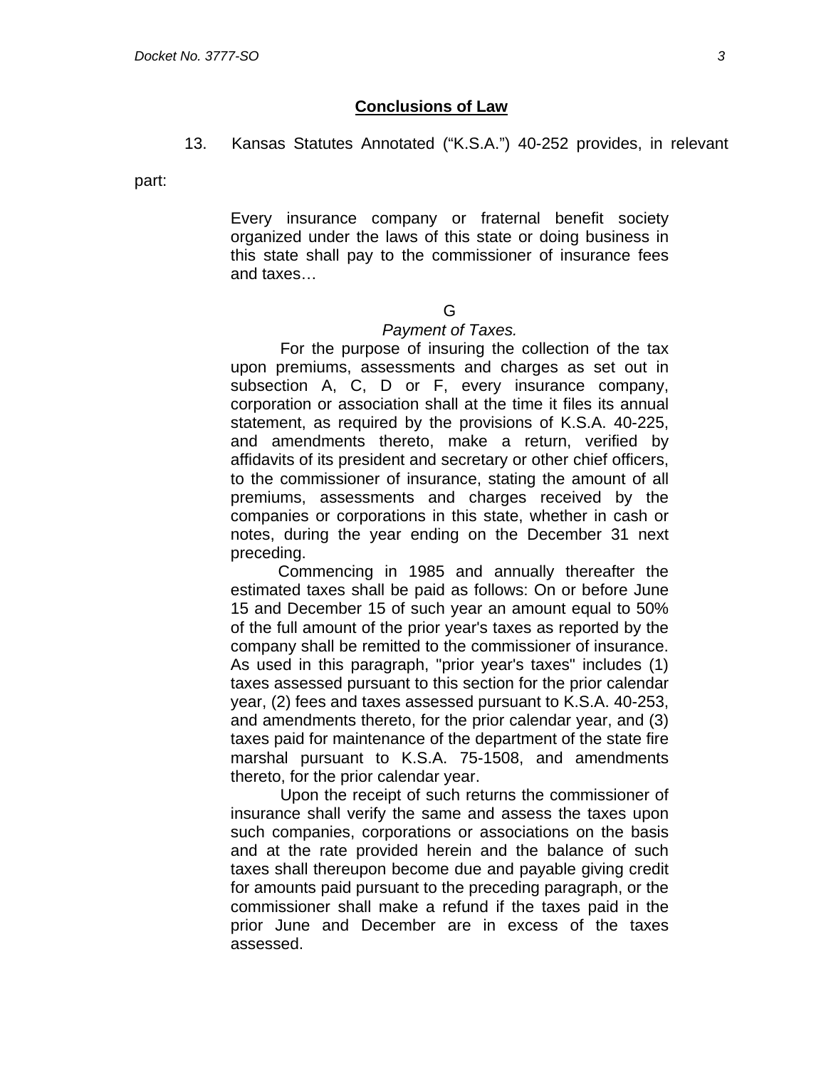## Conclusions of Law

13. Kansas Statutes Annotated ("K.S.A.") 40-252 provides, in relevant part:

> Every insurance company or fraternal benefit society organized under the laws of this state or doing business in this state shall pay to the commissioner of insurance fees and taxes…
>
> G
>
> *Payment of Taxes.*
>
> For the purpose of insuring the collection of the tax upon premiums, assessments and charges as set out in subsection A, C, D or F, every insurance company, corporation or association shall at the time it files its annual statement, as required by the provisions of K.S.A. 40-225, and amendments thereto, make a return, verified by affidavits of its president and secretary or other chief officers, to the commissioner of insurance, stating the amount of all premiums, assessments and charges received by the companies or corporations in this state, whether in cash or notes, during the year ending on the December 31 next preceding.
>
> Commencing in 1985 and annually thereafter the estimated taxes shall be paid as follows: On or before June 15 and December 15 of such year an amount equal to 50% of the full amount of the prior year's taxes as reported by the company shall be remitted to the commissioner of insurance. As used in this paragraph, "prior year's taxes" includes (1) taxes assessed pursuant to this section for the prior calendar year, (2) fees and taxes assessed pursuant to K.S.A. 40-253, and amendments thereto, for the prior calendar year, and (3) taxes paid for maintenance of the department of the state fire marshal pursuant to K.S.A. 75-1508, and amendments thereto, for the prior calendar year.
>
> Upon the receipt of such returns the commissioner of insurance shall verify the same and assess the taxes upon such companies, corporations or associations on the basis and at the rate provided herein and the balance of such taxes shall thereupon become due and payable giving credit for amounts paid pursuant to the preceding paragraph, or the commissioner shall make a refund if the taxes paid in the prior June and December are in excess of the taxes assessed.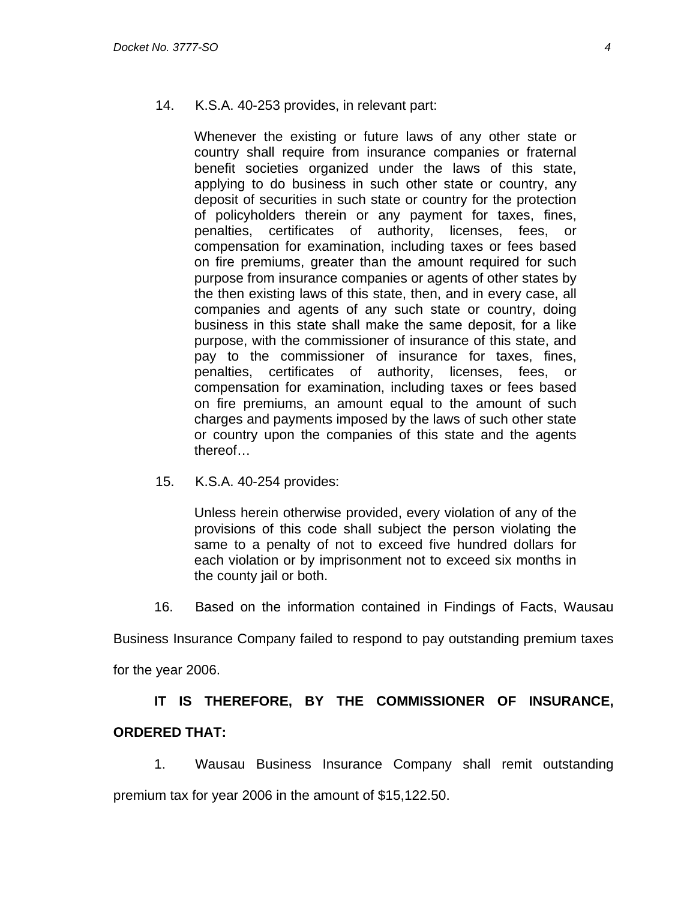14. K.S.A. 40-253 provides, in relevant part:

> Whenever the existing or future laws of any other state or country shall require from insurance companies or fraternal benefit societies organized under the laws of this state, applying to do business in such other state or country, any deposit of securities in such state or country for the protection of policyholders therein or any payment for taxes, fines, penalties, certificates of authority, licenses, fees, or compensation for examination, including taxes or fees based on fire premiums, greater than the amount required for such purpose from insurance companies or agents of other states by the then existing laws of this state, then, and in every case, all companies and agents of any such state or country, doing business in this state shall make the same deposit, for a like purpose, with the commissioner of insurance of this state, and pay to the commissioner of insurance for taxes, fines, penalties, certificates of authority, licenses, fees, or compensation for examination, including taxes or fees based on fire premiums, an amount equal to the amount of such charges and payments imposed by the laws of such other state or country upon the companies of this state and the agents thereof…

15. K.S.A. 40-254 provides:

> Unless herein otherwise provided, every violation of any of the provisions of this code shall subject the person violating the same to a penalty of not to exceed five hundred dollars for each violation or by imprisonment not to exceed six months in the county jail or both.

16. Based on the information contained in Findings of Facts, Wausau Business Insurance Company failed to respond to pay outstanding premium taxes for the year 2006.

**IT IS THEREFORE, BY THE COMMISSIONER OF INSURANCE, ORDERED THAT:**

1. Wausau Business Insurance Company shall remit outstanding premium tax for year 2006 in the amount of $15,122.50.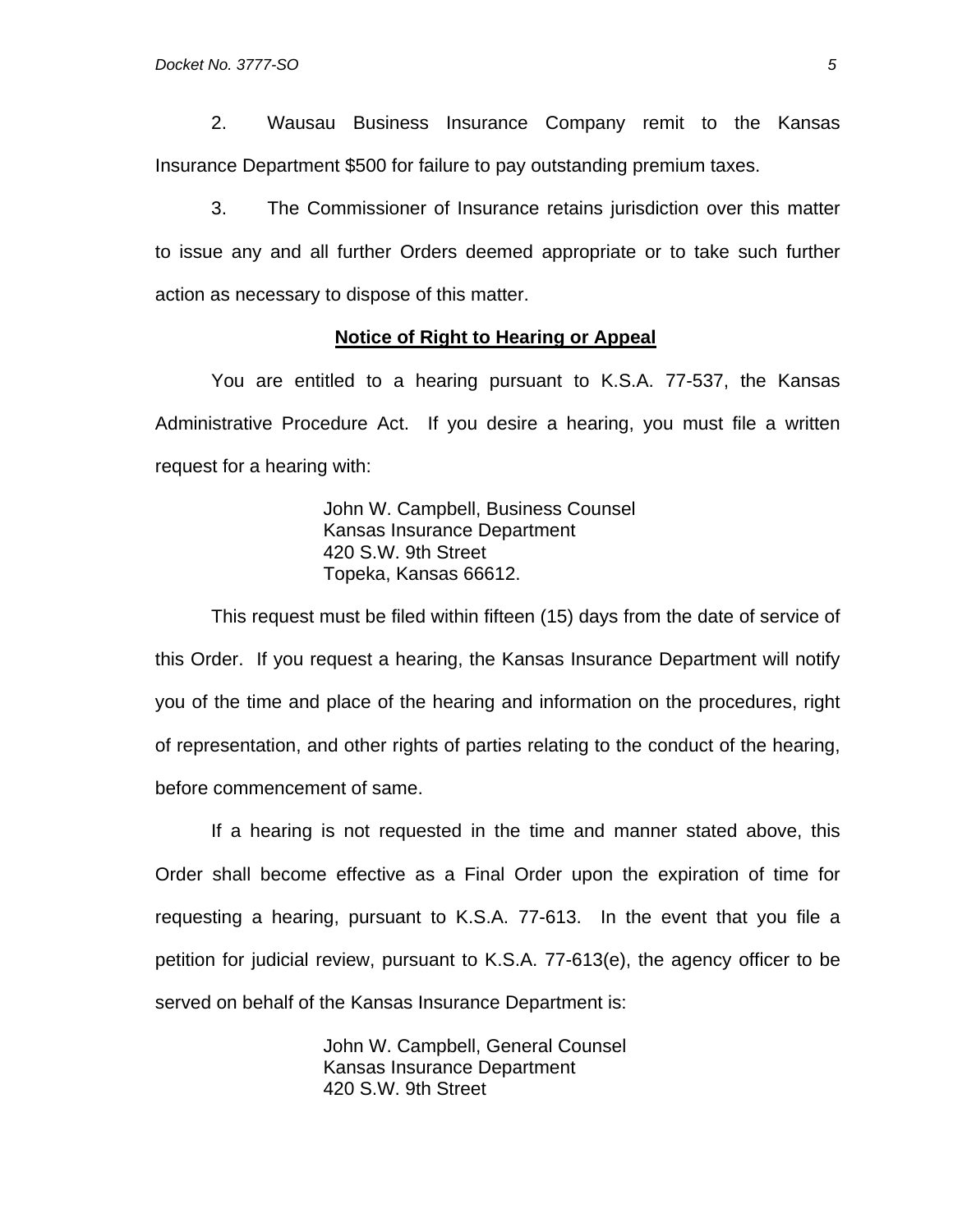2. Wausau Business Insurance Company remit to the Kansas Insurance Department $500 for failure to pay outstanding premium taxes.

3. The Commissioner of Insurance retains jurisdiction over this matter to issue any and all further Orders deemed appropriate or to take such further action as necessary to dispose of this matter.

**Notice of Right to Hearing or Appeal**

You are entitled to a hearing pursuant to K.S.A. 77-537, the Kansas Administrative Procedure Act. If you desire a hearing, you must file a written request for a hearing with:

> John W. Campbell, Business Counsel
> Kansas Insurance Department
> 420 S.W. 9th Street
> Topeka, Kansas 66612.

This request must be filed within fifteen (15) days from the date of service of this Order. If you request a hearing, the Kansas Insurance Department will notify you of the time and place of the hearing and information on the procedures, right of representation, and other rights of parties relating to the conduct of the hearing, before commencement of same.

If a hearing is not requested in the time and manner stated above, this Order shall become effective as a Final Order upon the expiration of time for requesting a hearing, pursuant to K.S.A. 77-613. In the event that you file a petition for judicial review, pursuant to K.S.A. 77-613(e), the agency officer to be served on behalf of the Kansas Insurance Department is:

> John W. Campbell, General Counsel
> Kansas Insurance Department
> 420 S.W. 9th Street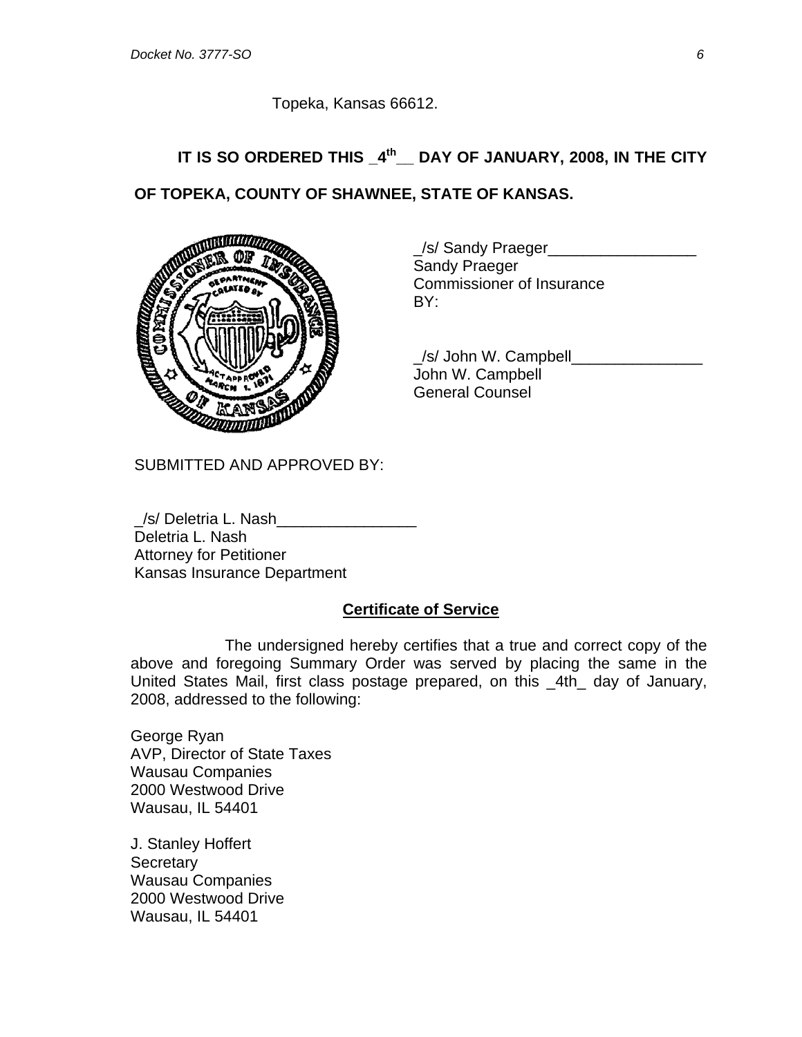Topeka, Kansas 66612.

**IT IS SO ORDERED THIS _4th__ DAY OF JANUARY, 2008, IN THE CITY OF TOPEKA, COUNTY OF SHAWNEE, STATE OF KANSAS.**

_/s/ Sandy Praeger_________________
Sandy Praeger
Commissioner of Insurance
BY:

_/s/ John W. Campbell_______________
John W. Campbell
General Counsel

SUBMITTED AND APPROVED BY:

_/s/ Deletria L. Nash________________
Deletria L. Nash
Attorney for Petitioner
Kansas Insurance Department

**Certificate of Service**

The undersigned hereby certifies that a true and correct copy of the above and foregoing Summary Order was served by placing the same in the United States Mail, first class postage prepared, on this _4th_ day of January, 2008, addressed to the following:

George Ryan
AVP, Director of State Taxes
Wausau Companies
2000 Westwood Drive
Wausau, IL 54401

J. Stanley Hoffert
Secretary
Wausau Companies
2000 Westwood Drive
Wausau, IL 54401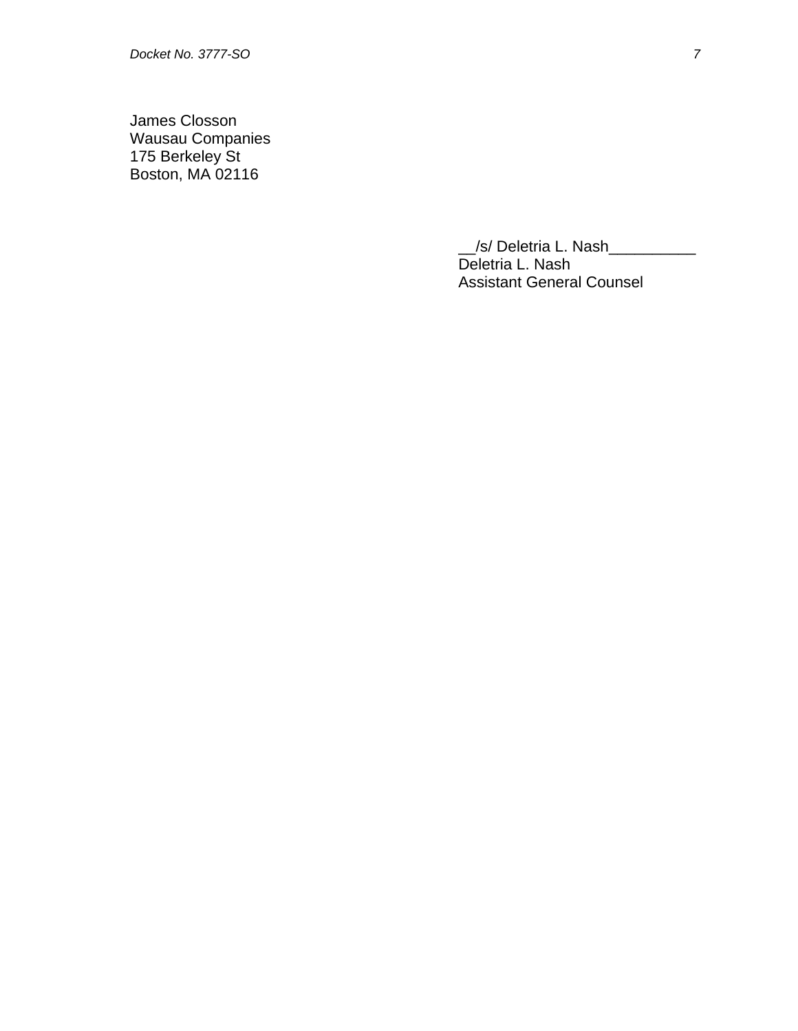James Closson  
Wausau Companies  
175 Berkeley St  
Boston, MA 02116

__/s/ Deletria L. Nash__________  
Deletria L. Nash  
Assistant General Counsel